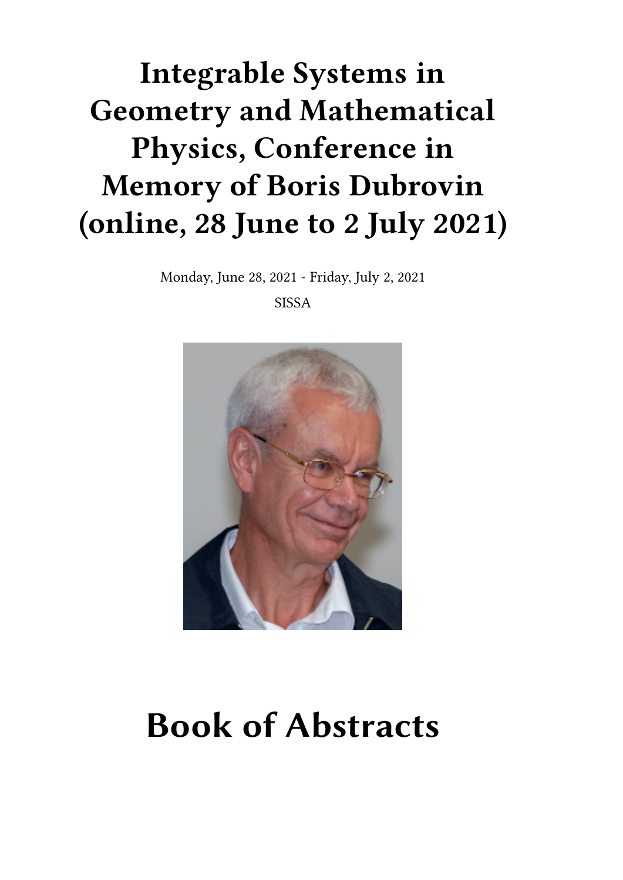# Integrable Systems in Geometry and Mathematical Physics, Conference in Memory of Boris Dubrovin (online, 28 June to 2 July 2021)

Monday, June 28, 2021 - Friday, July 2, 2021

SISSA

# Book of Abstracts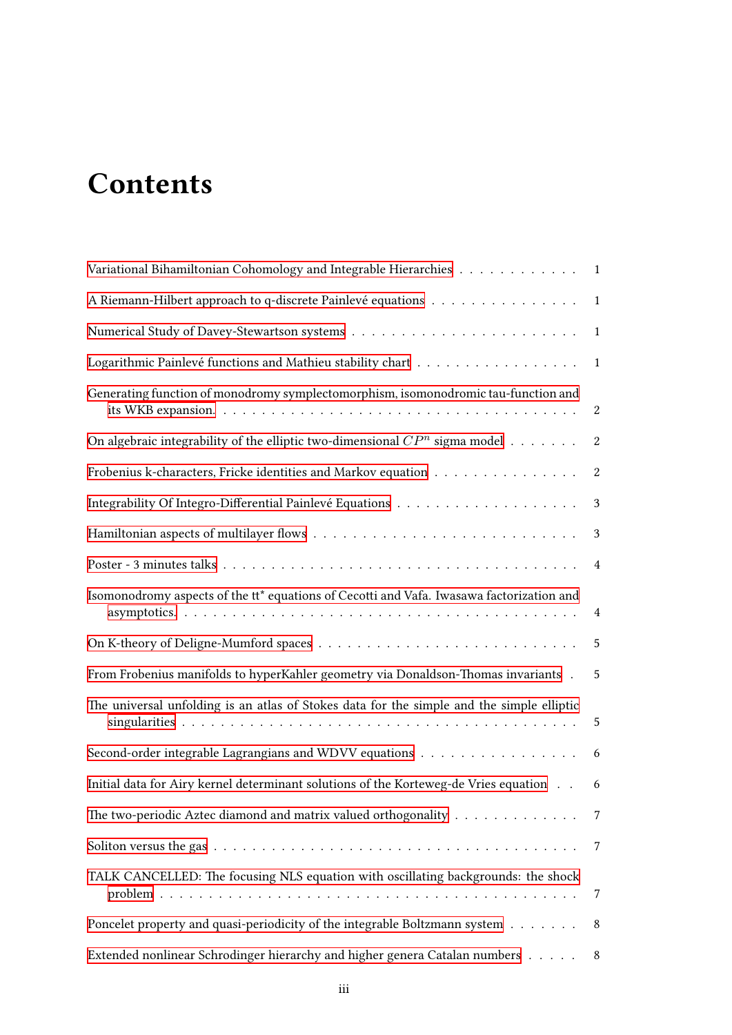# Contents

Variational Bihamiltonian Cohomology and Integrable Hierarchies . . . . . . . . . . . . 1

A Riemann-Hilbert approach to q-discrete Painlevé equations . . . . . . . . . . . . . . . 1

Numerical Study of Davey-Stewartson systems . . . . . . . . . . . . . . . . . . . . . . . 1

Logarithmic Painlevé functions and Mathieu stability chart . . . . . . . . . . . . . . . . 1

Generating function of monodromy symplectomorphism, isomonodromic tau-function and its WKB expansion. . . . . . . . . . . . . . . . . . . . . . . . . . . . . . . . . . . . 2

On algebraic integrability of the elliptic two-dimensional $CP^n$ sigma model . . . . . . . 2

Frobenius k-characters, Fricke identities and Markov equation . . . . . . . . . . . . . . . 2

Integrability Of Integro-Differential Painlevé Equations . . . . . . . . . . . . . . . . . . 3

Hamiltonian aspects of multilayer flows . . . . . . . . . . . . . . . . . . . . . . . . . . . 3

Poster - 3 minutes talks . . . . . . . . . . . . . . . . . . . . . . . . . . . . . . . . . . . 4

Isomonodromy aspects of the tt* equations of Cecotti and Vafa. Iwasawa factorization and asymptotics. . . . . . . . . . . . . . . . . . . . . . . . . . . . . . . . . . . . . . . . 4

On K-theory of Deligne-Mumford spaces . . . . . . . . . . . . . . . . . . . . . . . . . . 5

From Frobenius manifolds to hyperKahler geometry via Donaldson-Thomas invariants . 5

The universal unfolding is an atlas of Stokes data for the simple and the simple elliptic singularities . . . . . . . . . . . . . . . . . . . . . . . . . . . . . . . . . . . . . . . . 5

Second-order integrable Lagrangians and WDVV equations . . . . . . . . . . . . . . . . 6

Initial data for Airy kernel determinant solutions of the Korteweg-de Vries equation . . 6

The two-periodic Aztec diamond and matrix valued orthogonality . . . . . . . . . . . . . 7

Soliton versus the gas . . . . . . . . . . . . . . . . . . . . . . . . . . . . . . . . . . . . . 7

TALK CANCELLED: The focusing NLS equation with oscillating backgrounds: the shock problem . . . . . . . . . . . . . . . . . . . . . . . . . . . . . . . . . . . . . . . . . . 7

Poncelet property and quasi-periodicity of the integrable Boltzmann system . . . . . . . 8

Extended nonlinear Schrodinger hierarchy and higher genera Catalan numbers . . . . . 8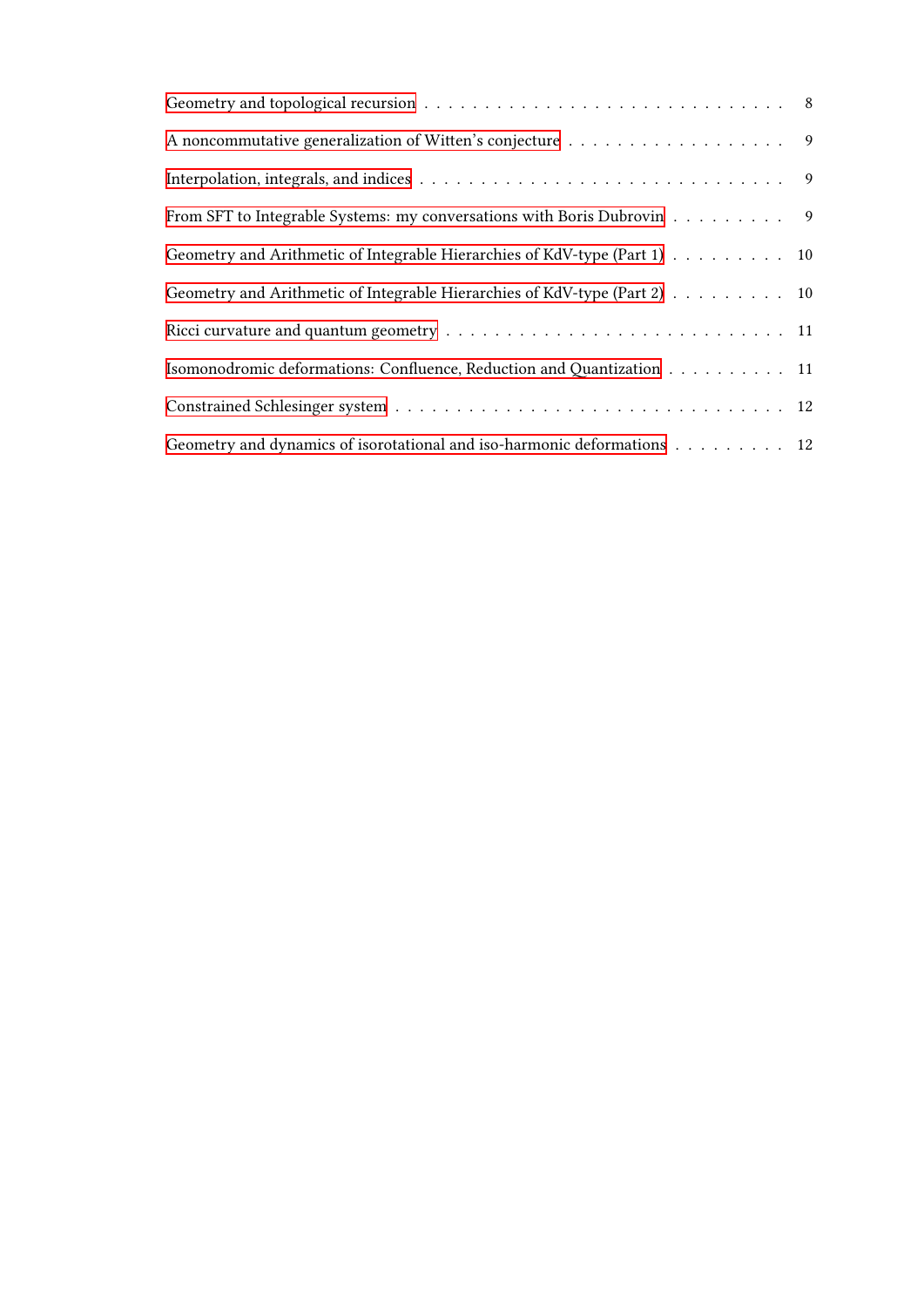- Geometry and topological recursion . . . . . . . . . . . . . . . . . . . . . . . . . . . . . 8
- A noncommutative generalization of Witten's conjecture . . . . . . . . . . . . . . . . . . 9
- Interpolation, integrals, and indices . . . . . . . . . . . . . . . . . . . . . . . . . . . . . 9
- From SFT to Integrable Systems: my conversations with Boris Dubrovin . . . . . . . . . 9
- Geometry and Arithmetic of Integrable Hierarchies of KdV-type (Part 1) . . . . . . . . . 10
- Geometry and Arithmetic of Integrable Hierarchies of KdV-type (Part 2) . . . . . . . . . 10
- Ricci curvature and quantum geometry . . . . . . . . . . . . . . . . . . . . . . . . . . . 11
- Isomonodromic deformations: Confluence, Reduction and Quantization . . . . . . . . . . 11
- Constrained Schlesinger system . . . . . . . . . . . . . . . . . . . . . . . . . . . . . . . 12
- Geometry and dynamics of isorotational and iso-harmonic deformations . . . . . . . . . 12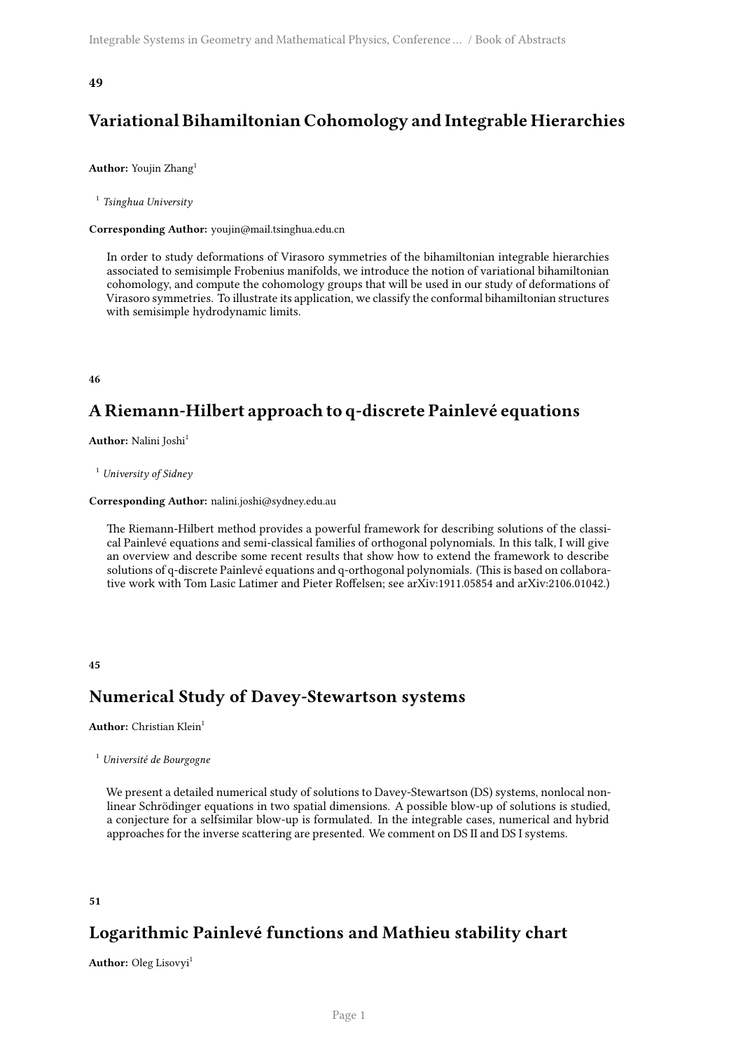**49**

## Variational Bihamiltonian Cohomology and Integrable Hierarchies

**Author:** Youjin Zhang[1]

[1] *Tsinghua University*

**Corresponding Author:** youjin@mail.tsinghua.edu.cn

In order to study deformations of Virasoro symmetries of the bihamiltonian integrable hierarchies associated to semisimple Frobenius manifolds, we introduce the notion of variational bihamiltonian cohomology, and compute the cohomology groups that will be used in our study of deformations of Virasoro symmetries. To illustrate its application, we classify the conformal bihamiltonian structures with semisimple hydrodynamic limits.

**46**

## A Riemann-Hilbert approach to q-discrete Painlevé equations

**Author:** Nalini Joshi[1]

[1] *University of Sidney*

**Corresponding Author:** nalini.joshi@sydney.edu.au

The Riemann-Hilbert method provides a powerful framework for describing solutions of the classical Painlevé equations and semi-classical families of orthogonal polynomials. In this talk, I will give an overview and describe some recent results that show how to extend the framework to describe solutions of q-discrete Painlevé equations and q-orthogonal polynomials. (This is based on collaborative work with Tom Lasic Latimer and Pieter Roffelsen; see arXiv:1911.05854 and arXiv:2106.01042.)

**45**

## Numerical Study of Davey-Stewartson systems

**Author:** Christian Klein[1]

[1] *Université de Bourgogne*

We present a detailed numerical study of solutions to Davey-Stewartson (DS) systems, nonlocal nonlinear Schrödinger equations in two spatial dimensions. A possible blow-up of solutions is studied, a conjecture for a selfsimilar blow-up is formulated. In the integrable cases, numerical and hybrid approaches for the inverse scattering are presented. We comment on DS II and DS I systems.

**51**

## Logarithmic Painlevé functions and Mathieu stability chart

**Author:** Oleg Lisovyi[1]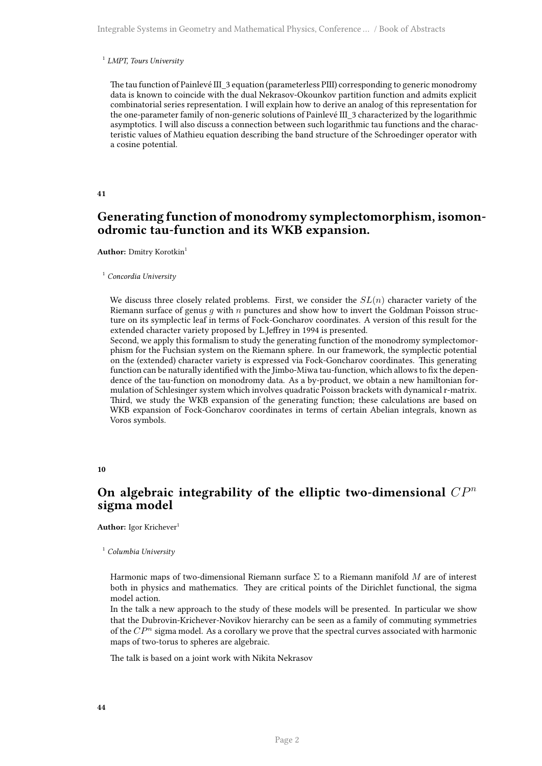[1] *LMPT, Tours University*

The tau function of Painlevé III_3 equation (parameterless PIII) corresponding to generic monodromy data is known to coincide with the dual Nekrasov-Okounkov partition function and admits explicit combinatorial series representation. I will explain how to derive an analog of this representation for the one-parameter family of non-generic solutions of Painlevé III_3 characterized by the logarithmic asymptotics. I will also discuss a connection between such logarithmic tau functions and the characteristic values of Mathieu equation describing the band structure of the Schroedinger operator with a cosine potential.

**41**

## Generating function of monodromy symplectomorphism, isomonodromic tau-function and its WKB expansion.

**Author:** Dmitry Korotkin[1]

[1] *Concordia University*

We discuss three closely related problems. First, we consider the $SL(n)$ character variety of the Riemann surface of genus $g$ with $n$ punctures and show how to invert the Goldman Poisson structure on its symplectic leaf in terms of Fock-Goncharov coordinates. A version of this result for the extended character variety proposed by L.Jeffrey in 1994 is presented.
Second, we apply this formalism to study the generating function of the monodromy symplectomorphism for the Fuchsian system on the Riemann sphere. In our framework, the symplectic potential on the (extended) character variety is expressed via Fock-Goncharov coordinates. This generating function can be naturally identified with the Jimbo-Miwa tau-function, which allows to fix the dependence of the tau-function on monodromy data. As a by-product, we obtain a new hamiltonian formulation of Schlesinger system which involves quadratic Poisson brackets with dynamical r-matrix.
Third, we study the WKB expansion of the generating function; these calculations are based on WKB expansion of Fock-Goncharov coordinates in terms of certain Abelian integrals, known as Voros symbols.

**10**

## On algebraic integrability of the elliptic two-dimensional $CP^n$ sigma model

**Author:** Igor Krichever[1]

[1] *Columbia University*

Harmonic maps of two-dimensional Riemann surface $\Sigma$ to a Riemann manifold $M$ are of interest both in physics and mathematics. They are critical points of the Dirichlet functional, the sigma model action.
In the talk a new approach to the study of these models will be presented. In particular we show that the Dubrovin-Krichever-Novikov hierarchy can be seen as a family of commuting symmetries of the $CP^n$ sigma model. As a corollary we prove that the spectral curves associated with harmonic maps of two-torus to spheres are algebraic.

The talk is based on a joint work with Nikita Nekrasov

**44**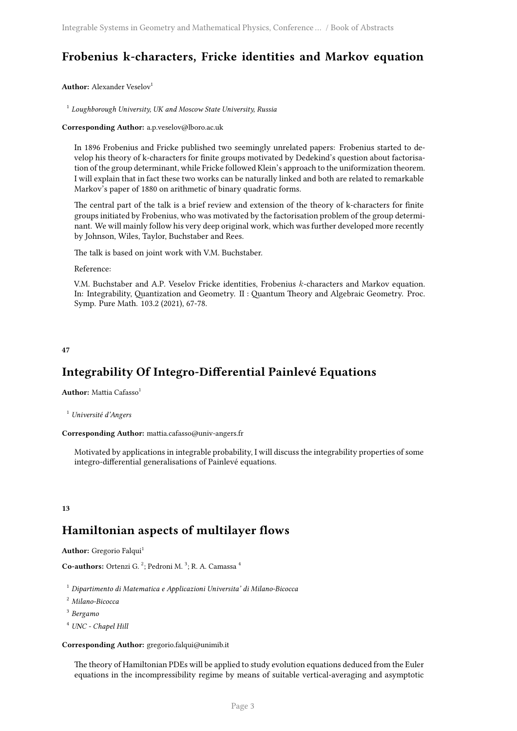## Frobenius k-characters, Fricke identities and Markov equation

**Author:** Alexander Veselov[1]

[1] *Loughborough University, UK and Moscow State University, Russia*

**Corresponding Author:** a.p.veselov@lboro.ac.uk

In 1896 Frobenius and Fricke published two seemingly unrelated papers: Frobenius started to develop his theory of k-characters for finite groups motivated by Dedekind's question about factorisation of the group determinant, while Fricke followed Klein's approach to the uniformization theorem. I will explain that in fact these two works can be naturally linked and both are related to remarkable Markov's paper of 1880 on arithmetic of binary quadratic forms.

The central part of the talk is a brief review and extension of the theory of k-characters for finite groups initiated by Frobenius, who was motivated by the factorisation problem of the group determinant. We will mainly follow his very deep original work, which was further developed more recently by Johnson, Wiles, Taylor, Buchstaber and Rees.

The talk is based on joint work with V.M. Buchstaber.

Reference:

V.M. Buchstaber and A.P. Veselov Fricke identities, Frobenius $k$-characters and Markov equation. In: Integrability, Quantization and Geometry. II : Quantum Theory and Algebraic Geometry. Proc. Symp. Pure Math. 103.2 (2021), 67-78.

**47**

## Integrability Of Integro-Differential Painlevé Equations

**Author:** Mattia Cafasso[1]

[1] *Université d'Angers*

**Corresponding Author:** mattia.cafasso@univ-angers.fr

Motivated by applications in integrable probability, I will discuss the integrability properties of some integro-differential generalisations of Painlevé equations.

**13**

## Hamiltonian aspects of multilayer flows

**Author:** Gregorio Falqui[1]

**Co-authors:** Ortenzi G. [2]; Pedroni M. [3]; R. A. Camassa [4]

[1] *Dipartimento di Matematica e Applicazioni Universita' di Milano-Bicocca*

[2] *Milano-Bicocca*

[3] *Bergamo*

[4] *UNC - Chapel Hill*

**Corresponding Author:** gregorio.falqui@unimib.it

The theory of Hamiltonian PDEs will be applied to study evolution equations deduced from the Euler equations in the incompressibility regime by means of suitable vertical-averaging and asymptotic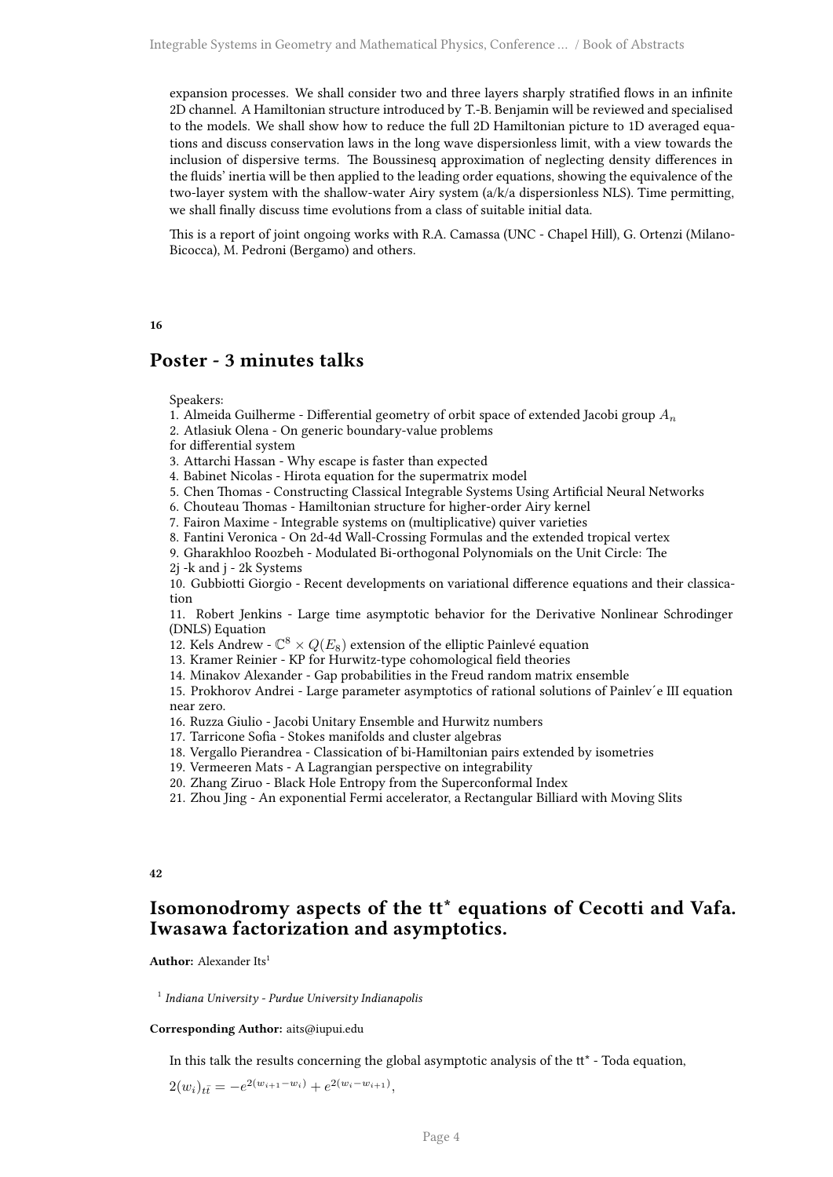expansion processes. We shall consider two and three layers sharply stratified flows in an infinite 2D channel. A Hamiltonian structure introduced by T.-B. Benjamin will be reviewed and specialised to the models. We shall show how to reduce the full 2D Hamiltonian picture to 1D averaged equations and discuss conservation laws in the long wave dispersionless limit, with a view towards the inclusion of dispersive terms. The Boussinesq approximation of neglecting density differences in the fluids' inertia will be then applied to the leading order equations, showing the equivalence of the two-layer system with the shallow-water Airy system (a/k/a dispersionless NLS). Time permitting, we shall finally discuss time evolutions from a class of suitable initial data.

This is a report of joint ongoing works with R.A. Camassa (UNC - Chapel Hill), G. Ortenzi (Milano-Bicocca), M. Pedroni (Bergamo) and others.

**16**

## Poster - 3 minutes talks

Speakers:
1. Almeida Guilherme - Differential geometry of orbit space of extended Jacobi group $A_n$
2. Atlasiuk Olena - On generic boundary-value problems
for differential system
3. Attarchi Hassan - Why escape is faster than expected
4. Babinet Nicolas - Hirota equation for the supermatrix model
5. Chen Thomas - Constructing Classical Integrable Systems Using Artificial Neural Networks
6. Chouteau Thomas - Hamiltonian structure for higher-order Airy kernel
7. Fairon Maxime - Integrable systems on (multiplicative) quiver varieties
8. Fantini Veronica - On 2d-4d Wall-Crossing Formulas and the extended tropical vertex
9. Gharakhloo Roozbeh - Modulated Bi-orthogonal Polynomials on the Unit Circle: The
2j -k and j - 2k Systems
10. Gubbiotti Giorgio - Recent developments on variational difference equations and their classication
11. Robert Jenkins - Large time asymptotic behavior for the Derivative Nonlinear Schrodinger (DNLS) Equation
12. Kels Andrew - $\mathbb{C}^8 \times Q(E_8)$ extension of the elliptic Painlevé equation
13. Kramer Reinier - KP for Hurwitz-type cohomological field theories
14. Minakov Alexander - Gap probabilities in the Freud random matrix ensemble
15. Prokhorov Andrei - Large parameter asymptotics of rational solutions of Painlev´e III equation near zero.
16. Ruzza Giulio - Jacobi Unitary Ensemble and Hurwitz numbers
17. Tarricone Sofia - Stokes manifolds and cluster algebras
18. Vergallo Pierandrea - Classication of bi-Hamiltonian pairs extended by isometries
19. Vermeeren Mats - A Lagrangian perspective on integrability
20. Zhang Ziruo - Black Hole Entropy from the Superconformal Index
21. Zhou Jing - An exponential Fermi accelerator, a Rectangular Billiard with Moving Slits

**42**

## Isomonodromy aspects of the tt* equations of Cecotti and Vafa. Iwasawa factorization and asymptotics.

**Author:** Alexander Its[1]

[1] *Indiana University - Purdue University Indianapolis*

**Corresponding Author:** aits@iupui.edu

In this talk the results concerning the global asymptotic analysis of the tt* - Toda equation,

$2(w_i)_{t\bar{t}} = -e^{2(w_{i+1}-w_i)} + e^{2(w_i-w_{i+1})}$,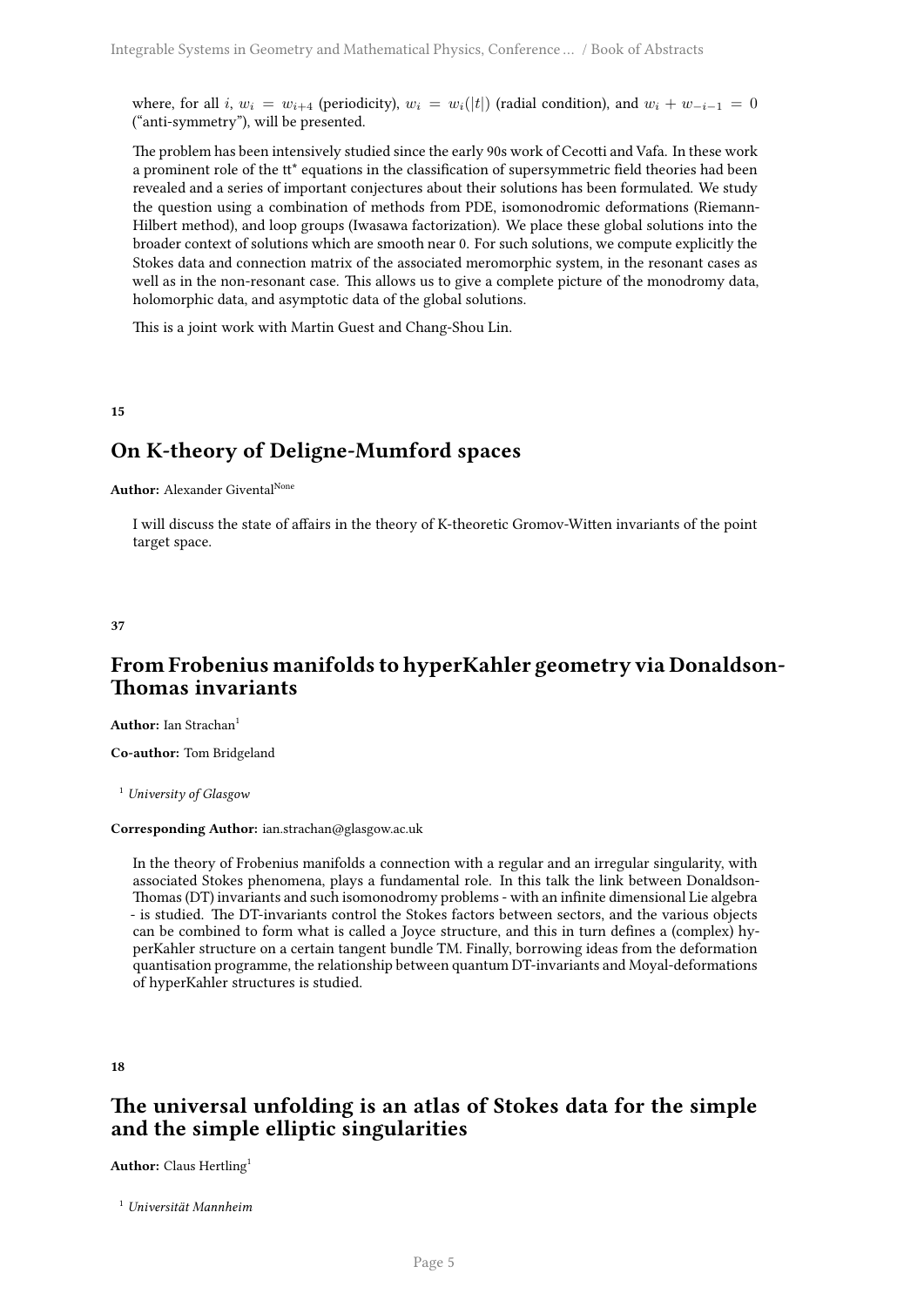where, for all $i$, $w_i = w_{i+4}$ (periodicity), $w_i = w_i(|t|)$ (radial condition), and $w_i + w_{-i-1} = 0$ ("anti-symmetry"), will be presented.

The problem has been intensively studied since the early 90s work of Cecotti and Vafa. In these work a prominent role of the tt* equations in the classification of supersymmetric field theories had been revealed and a series of important conjectures about their solutions has been formulated. We study the question using a combination of methods from PDE, isomonodromic deformations (Riemann-Hilbert method), and loop groups (Iwasawa factorization). We place these global solutions into the broader context of solutions which are smooth near 0. For such solutions, we compute explicitly the Stokes data and connection matrix of the associated meromorphic system, in the resonant cases as well as in the non-resonant case. This allows us to give a complete picture of the monodromy data, holomorphic data, and asymptotic data of the global solutions.

This is a joint work with Martin Guest and Chang-Shou Lin.

**15**

## On K-theory of Deligne-Mumford spaces

**Author:** Alexander Givental[None]

I will discuss the state of affairs in the theory of K-theoretic Gromov-Witten invariants of the point target space.

**37**

## From Frobenius manifolds to hyperKahler geometry via Donaldson-Thomas invariants

**Author:** Ian Strachan[1]

**Co-author:** Tom Bridgeland

[1] *University of Glasgow*

**Corresponding Author:** ian.strachan@glasgow.ac.uk

In the theory of Frobenius manifolds a connection with a regular and an irregular singularity, with associated Stokes phenomena, plays a fundamental role. In this talk the link between Donaldson-Thomas (DT) invariants and such isomonodromy problems - with an infinite dimensional Lie algebra - is studied. The DT-invariants control the Stokes factors between sectors, and the various objects can be combined to form what is called a Joyce structure, and this in turn defines a (complex) hyperKahler structure on a certain tangent bundle TM. Finally, borrowing ideas from the deformation quantisation programme, the relationship between quantum DT-invariants and Moyal-deformations of hyperKahler structures is studied.

**18**

## The universal unfolding is an atlas of Stokes data for the simple and the simple elliptic singularities

**Author:** Claus Hertling[1]

[1] *Universität Mannheim*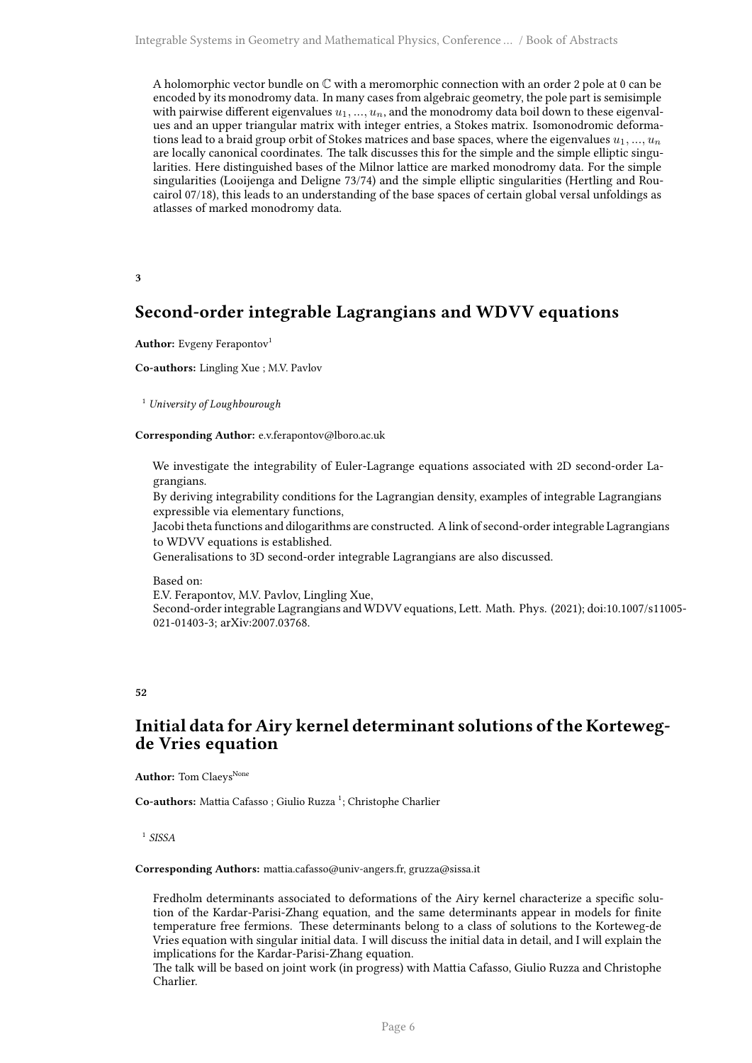A holomorphic vector bundle on $\mathbb{C}$ with a meromorphic connection with an order 2 pole at 0 can be encoded by its monodromy data. In many cases from algebraic geometry, the pole part is semisimple with pairwise different eigenvalues $u_1, ..., u_n$, and the monodromy data boil down to these eigenvalues and an upper triangular matrix with integer entries, a Stokes matrix. Isomonodromic deformations lead to a braid group orbit of Stokes matrices and base spaces, where the eigenvalues $u_1, ..., u_n$ are locally canonical coordinates. The talk discusses this for the simple and the simple elliptic singularities. Here distinguished bases of the Milnor lattice are marked monodromy data. For the simple singularities (Looijenga and Deligne 73/74) and the simple elliptic singularities (Hertling and Roucairol 07/18), this leads to an understanding of the base spaces of certain global versal unfoldings as atlasses of marked monodromy data.

**3**

## Second-order integrable Lagrangians and WDVV equations

**Author:** Evgeny Ferapontov[1]

**Co-authors:** Lingling Xue ; M.V. Pavlov

[1] *University of Loughbourough*

**Corresponding Author:** e.v.ferapontov@lboro.ac.uk

We investigate the integrability of Euler-Lagrange equations associated with 2D second-order Lagrangians.
By deriving integrability conditions for the Lagrangian density, examples of integrable Lagrangians expressible via elementary functions,
Jacobi theta functions and dilogarithms are constructed. A link of second-order integrable Lagrangians to WDVV equations is established.
Generalisations to 3D second-order integrable Lagrangians are also discussed.

Based on:
E.V. Ferapontov, M.V. Pavlov, Lingling Xue,
Second-order integrable Lagrangians and WDVV equations, Lett. Math. Phys. (2021); doi:10.1007/s11005-021-01403-3; arXiv:2007.03768.

**52**

## Initial data for Airy kernel determinant solutions of the Korteweg-de Vries equation

**Author:** Tom Claeys[None]

**Co-authors:** Mattia Cafasso ; Giulio Ruzza [1]; Christophe Charlier

[1] *SISSA*

**Corresponding Authors:** mattia.cafasso@univ-angers.fr, gruzza@sissa.it

Fredholm determinants associated to deformations of the Airy kernel characterize a specific solution of the Kardar-Parisi-Zhang equation, and the same determinants appear in models for finite temperature free fermions. These determinants belong to a class of solutions to the Korteweg-de Vries equation with singular initial data. I will discuss the initial data in detail, and I will explain the implications for the Kardar-Parisi-Zhang equation.
The talk will be based on joint work (in progress) with Mattia Cafasso, Giulio Ruzza and Christophe Charlier.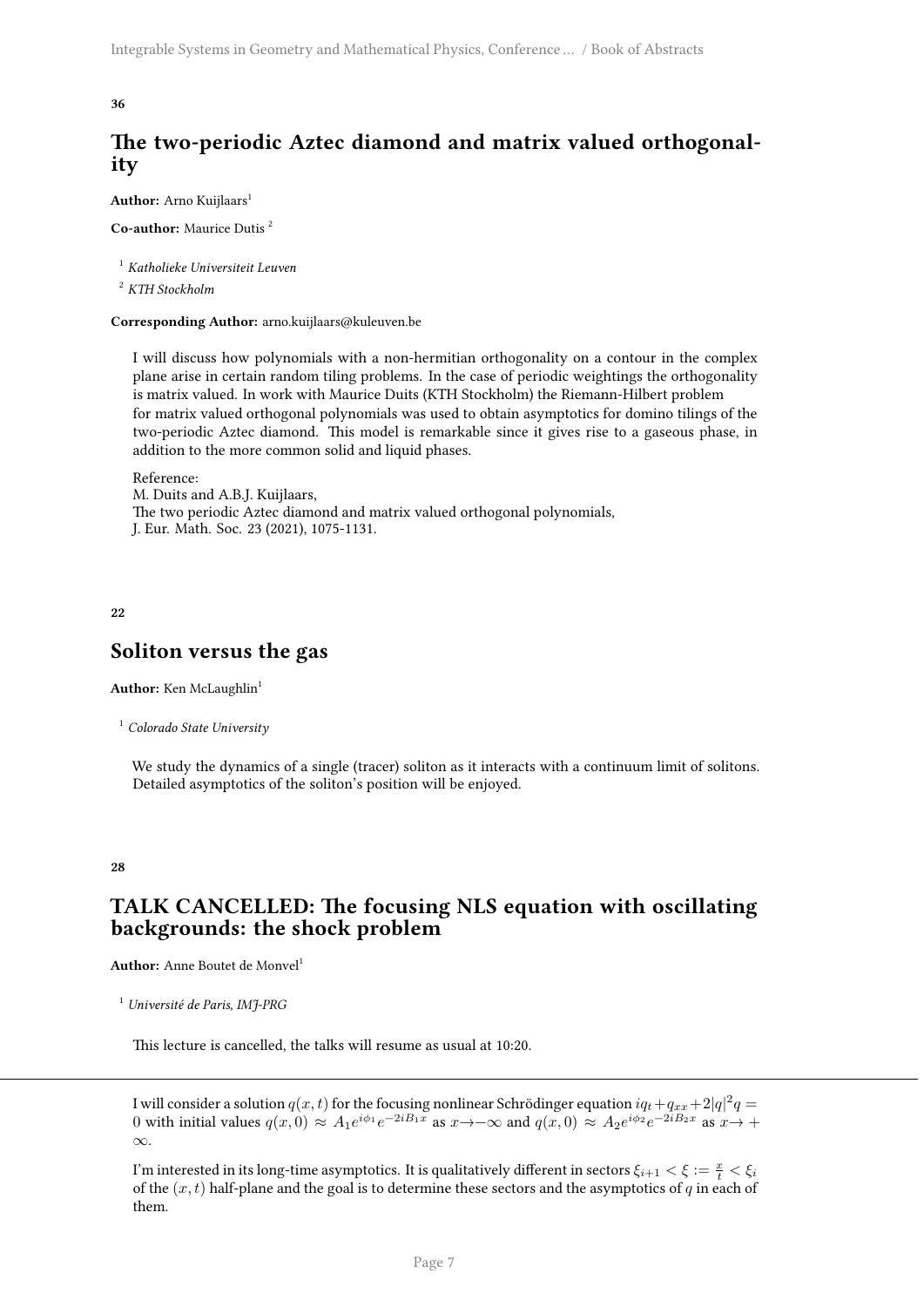**36**

## The two-periodic Aztec diamond and matrix valued orthogonality

**Author:** Arno Kuijlaars[1]

**Co-author:** Maurice Dutis [2]

[1] *Katholieke Universiteit Leuven*

[2] *KTH Stockholm*

**Corresponding Author:** arno.kuijlaars@kuleuven.be

I will discuss how polynomials with a non-hermitian orthogonality on a contour in the complex plane arise in certain random tiling problems. In the case of periodic weightings the orthogonality is matrix valued. In work with Maurice Duits (KTH Stockholm) the Riemann-Hilbert problem for matrix valued orthogonal polynomials was used to obtain asymptotics for domino tilings of the two-periodic Aztec diamond. This model is remarkable since it gives rise to a gaseous phase, in addition to the more common solid and liquid phases.

Reference:
M. Duits and A.B.J. Kuijlaars,
The two periodic Aztec diamond and matrix valued orthogonal polynomials,
J. Eur. Math. Soc. 23 (2021), 1075-1131.

**22**

## Soliton versus the gas

**Author:** Ken McLaughlin[1]

[1] *Colorado State University*

We study the dynamics of a single (tracer) soliton as it interacts with a continuum limit of solitons. Detailed asymptotics of the soliton's position will be enjoyed.

**28**

## TALK CANCELLED: The focusing NLS equation with oscillating backgrounds: the shock problem

**Author:** Anne Boutet de Monvel[1]

[1] *Université de Paris, IMJ-PRG*

This lecture is cancelled, the talks will resume as usual at 10:20.

---

I will consider a solution $q(x,t)$ for the focusing nonlinear Schrödinger equation $iq_t + q_{xx} + 2|q|^2 q = 0$ with initial values $q(x,0) \approx A_1 e^{i\phi_1} e^{-2iB_1 x}$ as $x \to -\infty$ and $q(x,0) \approx A_2 e^{i\phi_2} e^{-2iB_2 x}$ as $x \to +\infty$.

I'm interested in its long-time asymptotics. It is qualitatively different in sectors $\xi_{i+1} < \xi := \frac{x}{t} < \xi_i$ of the $(x,t)$ half-plane and the goal is to determine these sectors and the asymptotics of $q$ in each of them.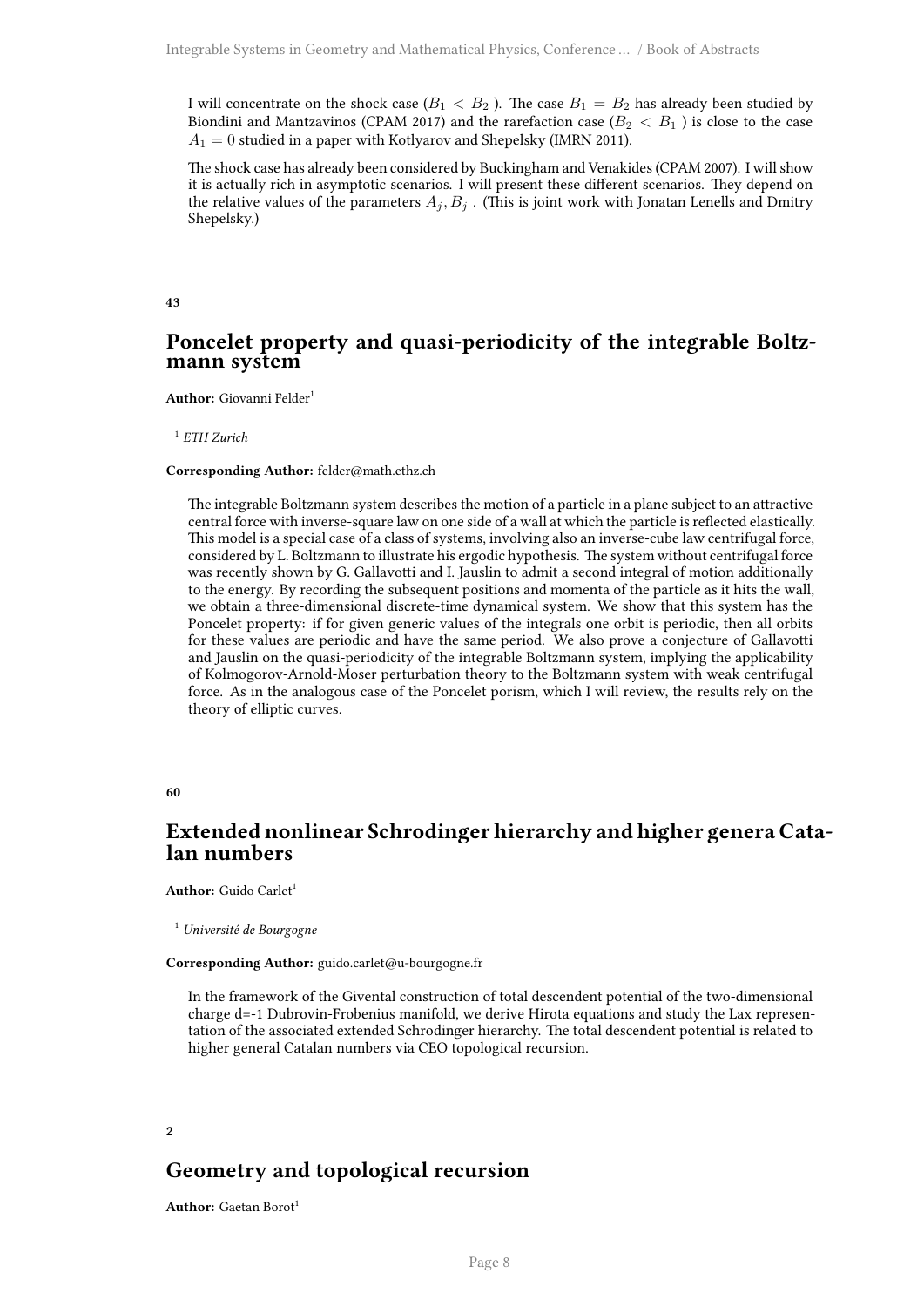I will concentrate on the shock case ($B_1 < B_2$ ). The case $B_1 = B_2$ has already been studied by Biondini and Mantzavinos (CPAM 2017) and the rarefaction case ($B_2 < B_1$ ) is close to the case $A_1 = 0$ studied in a paper with Kotlyarov and Shepelsky (IMRN 2011).

The shock case has already been considered by Buckingham and Venakides (CPAM 2007). I will show it is actually rich in asymptotic scenarios. I will present these different scenarios. They depend on the relative values of the parameters $A_j, B_j$ . (This is joint work with Jonatan Lenells and Dmitry Shepelsky.)

**43**

## Poncelet property and quasi-periodicity of the integrable Boltzmann system

**Author:** Giovanni Felder[1]

[1] *ETH Zurich*

**Corresponding Author:** felder@math.ethz.ch

The integrable Boltzmann system describes the motion of a particle in a plane subject to an attractive central force with inverse-square law on one side of a wall at which the particle is reflected elastically. This model is a special case of a class of systems, involving also an inverse-cube law centrifugal force, considered by L. Boltzmann to illustrate his ergodic hypothesis. The system without centrifugal force was recently shown by G. Gallavotti and I. Jauslin to admit a second integral of motion additionally to the energy. By recording the subsequent positions and momenta of the particle as it hits the wall, we obtain a three-dimensional discrete-time dynamical system. We show that this system has the Poncelet property: if for given generic values of the integrals one orbit is periodic, then all orbits for these values are periodic and have the same period. We also prove a conjecture of Gallavotti and Jauslin on the quasi-periodicity of the integrable Boltzmann system, implying the applicability of Kolmogorov-Arnold-Moser perturbation theory to the Boltzmann system with weak centrifugal force. As in the analogous case of the Poncelet porism, which I will review, the results rely on the theory of elliptic curves.

**60**

## Extended nonlinear Schrodinger hierarchy and higher genera Catalan numbers

**Author:** Guido Carlet[1]

[1] *Université de Bourgogne*

**Corresponding Author:** guido.carlet@u-bourgogne.fr

In the framework of the Givental construction of total descendent potential of the two-dimensional charge d=-1 Dubrovin-Frobenius manifold, we derive Hirota equations and study the Lax representation of the associated extended Schrodinger hierarchy. The total descendent potential is related to higher general Catalan numbers via CEO topological recursion.

**2**

## Geometry and topological recursion

**Author:** Gaetan Borot[1]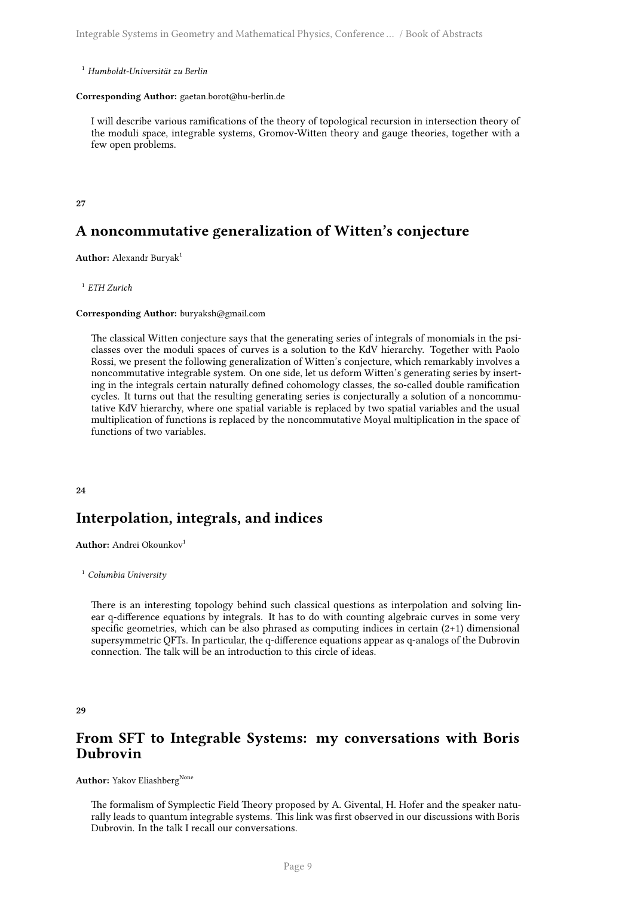[1] *Humboldt-Universität zu Berlin*

**Corresponding Author:** gaetan.borot@hu-berlin.de

I will describe various ramifications of the theory of topological recursion in intersection theory of the moduli space, integrable systems, Gromov-Witten theory and gauge theories, together with a few open problems.

**27**

## A noncommutative generalization of Witten's conjecture

**Author:** Alexandr Buryak[1]

[1] *ETH Zurich*

**Corresponding Author:** buryaksh@gmail.com

The classical Witten conjecture says that the generating series of integrals of monomials in the psi-classes over the moduli spaces of curves is a solution to the KdV hierarchy. Together with Paolo Rossi, we present the following generalization of Witten's conjecture, which remarkably involves a noncommutative integrable system. On one side, let us deform Witten's generating series by inserting in the integrals certain naturally defined cohomology classes, the so-called double ramification cycles. It turns out that the resulting generating series is conjecturally a solution of a noncommutative KdV hierarchy, where one spatial variable is replaced by two spatial variables and the usual multiplication of functions is replaced by the noncommutative Moyal multiplication in the space of functions of two variables.

**24**

## Interpolation, integrals, and indices

**Author:** Andrei Okounkov[1]

[1] *Columbia University*

There is an interesting topology behind such classical questions as interpolation and solving linear q-difference equations by integrals. It has to do with counting algebraic curves in some very specific geometries, which can be also phrased as computing indices in certain (2+1) dimensional supersymmetric QFTs. In particular, the q-difference equations appear as q-analogs of the Dubrovin connection. The talk will be an introduction to this circle of ideas.

**29**

## From SFT to Integrable Systems: my conversations with Boris Dubrovin

**Author:** Yakov Eliashberg[None]

The formalism of Symplectic Field Theory proposed by A. Givental, H. Hofer and the speaker naturally leads to quantum integrable systems. This link was first observed in our discussions with Boris Dubrovin. In the talk I recall our conversations.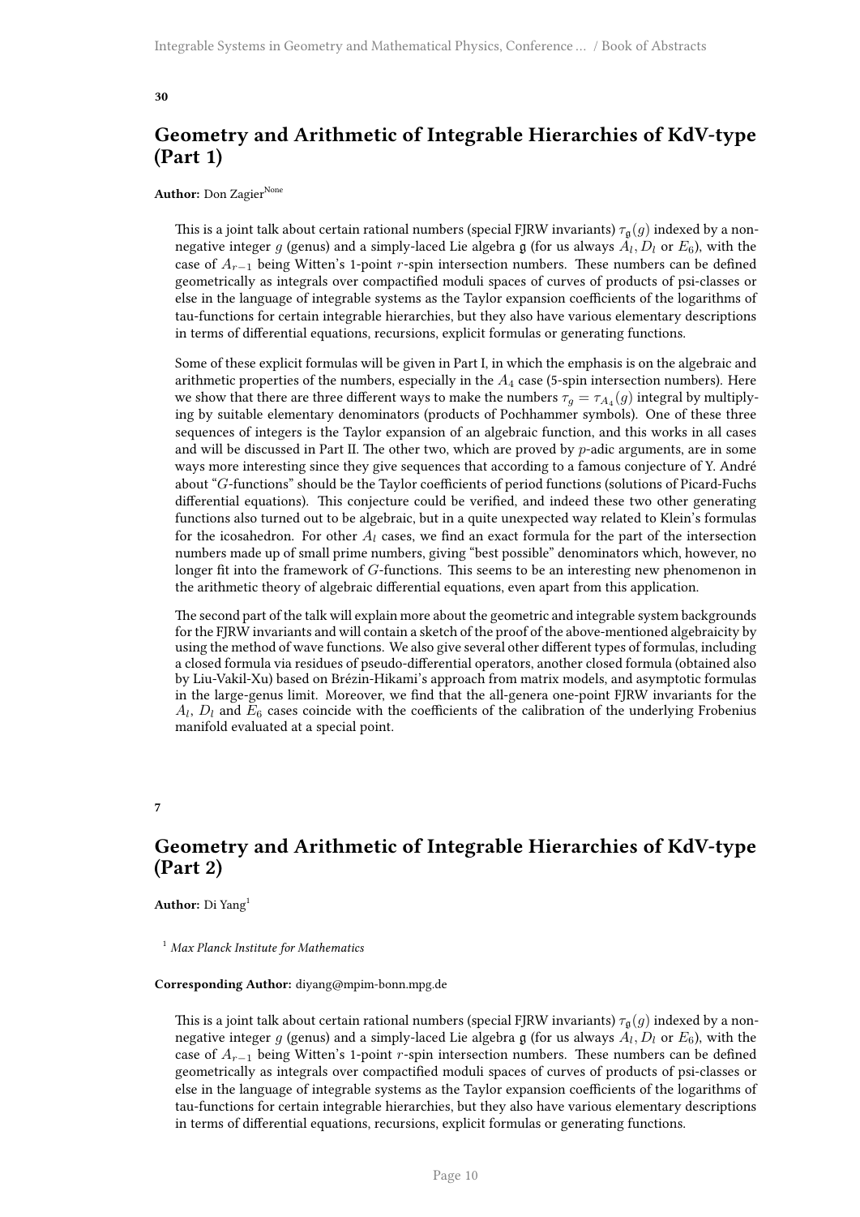**30**

## Geometry and Arithmetic of Integrable Hierarchies of KdV-type (Part 1)

**Author:** Don Zagier[None]

This is a joint talk about certain rational numbers (special FJRW invariants) $\tau_{\mathfrak{g}}(g)$ indexed by a non-negative integer $g$ (genus) and a simply-laced Lie algebra $\mathfrak{g}$ (for us always $A_l, D_l$ or $E_6$), with the case of $A_{r-1}$ being Witten's 1-point $r$-spin intersection numbers. These numbers can be defined geometrically as integrals over compactified moduli spaces of curves of products of psi-classes or else in the language of integrable systems as the Taylor expansion coefficients of the logarithms of tau-functions for certain integrable hierarchies, but they also have various elementary descriptions in terms of differential equations, recursions, explicit formulas or generating functions.

Some of these explicit formulas will be given in Part I, in which the emphasis is on the algebraic and arithmetic properties of the numbers, especially in the $A_4$ case (5-spin intersection numbers). Here we show that there are three different ways to make the numbers $\tau_g = \tau_{A_4}(g)$ integral by multiplying by suitable elementary denominators (products of Pochhammer symbols). One of these three sequences of integers is the Taylor expansion of an algebraic function, and this works in all cases and will be discussed in Part II. The other two, which are proved by $p$-adic arguments, are in some ways more interesting since they give sequences that according to a famous conjecture of Y. André about "$G$-functions" should be the Taylor coefficients of period functions (solutions of Picard-Fuchs differential equations). This conjecture could be verified, and indeed these two other generating functions also turned out to be algebraic, but in a quite unexpected way related to Klein's formulas for the icosahedron. For other $A_l$ cases, we find an exact formula for the part of the intersection numbers made up of small prime numbers, giving "best possible" denominators which, however, no longer fit into the framework of $G$-functions. This seems to be an interesting new phenomenon in the arithmetic theory of algebraic differential equations, even apart from this application.

The second part of the talk will explain more about the geometric and integrable system backgrounds for the FJRW invariants and will contain a sketch of the proof of the above-mentioned algebraicity by using the method of wave functions. We also give several other different types of formulas, including a closed formula via residues of pseudo-differential operators, another closed formula (obtained also by Liu-Vakil-Xu) based on Brézin-Hikami's approach from matrix models, and asymptotic formulas in the large-genus limit. Moreover, we find that the all-genera one-point FJRW invariants for the $A_l$, $D_l$ and $E_6$ cases coincide with the coefficients of the calibration of the underlying Frobenius manifold evaluated at a special point.

**7**

## Geometry and Arithmetic of Integrable Hierarchies of KdV-type (Part 2)

**Author:** Di Yang[1]

[1] *Max Planck Institute for Mathematics*

**Corresponding Author:** diyang@mpim-bonn.mpg.de

This is a joint talk about certain rational numbers (special FJRW invariants) $\tau_{\mathfrak{g}}(g)$ indexed by a non-negative integer $g$ (genus) and a simply-laced Lie algebra $\mathfrak{g}$ (for us always $A_l, D_l$ or $E_6$), with the case of $A_{r-1}$ being Witten's 1-point $r$-spin intersection numbers. These numbers can be defined geometrically as integrals over compactified moduli spaces of curves of products of psi-classes or else in the language of integrable systems as the Taylor expansion coefficients of the logarithms of tau-functions for certain integrable hierarchies, but they also have various elementary descriptions in terms of differential equations, recursions, explicit formulas or generating functions.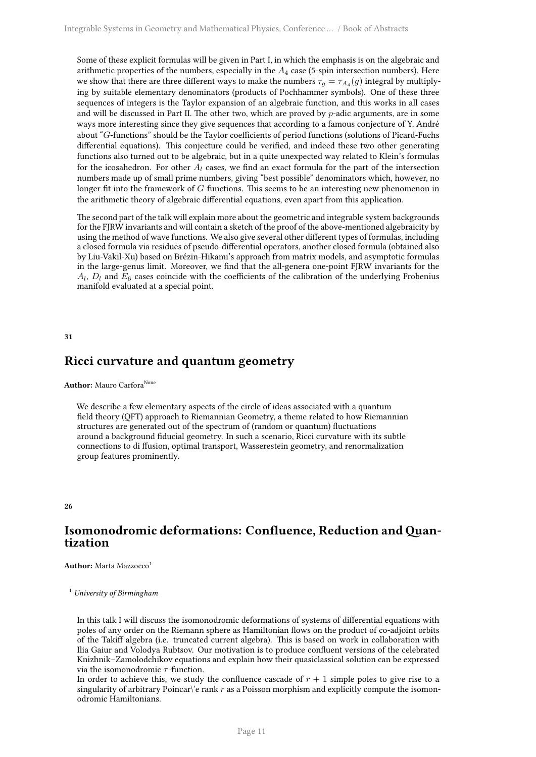Some of these explicit formulas will be given in Part I, in which the emphasis is on the algebraic and arithmetic properties of the numbers, especially in the $A_4$ case (5-spin intersection numbers). Here we show that there are three different ways to make the numbers $\tau_g = \tau_{A_4}(g)$ integral by multiplying by suitable elementary denominators (products of Pochhammer symbols). One of these three sequences of integers is the Taylor expansion of an algebraic function, and this works in all cases and will be discussed in Part II. The other two, which are proved by $p$-adic arguments, are in some ways more interesting since they give sequences that according to a famous conjecture of Y. André about "$G$-functions" should be the Taylor coefficients of period functions (solutions of Picard-Fuchs differential equations). This conjecture could be verified, and indeed these two other generating functions also turned out to be algebraic, but in a quite unexpected way related to Klein's formulas for the icosahedron. For other $A_l$ cases, we find an exact formula for the part of the intersection numbers made up of small prime numbers, giving "best possible" denominators which, however, no longer fit into the framework of $G$-functions. This seems to be an interesting new phenomenon in the arithmetic theory of algebraic differential equations, even apart from this application.

The second part of the talk will explain more about the geometric and integrable system backgrounds for the FJRW invariants and will contain a sketch of the proof of the above-mentioned algebraicity by using the method of wave functions. We also give several other different types of formulas, including a closed formula via residues of pseudo-differential operators, another closed formula (obtained also by Liu-Vakil-Xu) based on Brézin-Hikami's approach from matrix models, and asymptotic formulas in the large-genus limit. Moreover, we find that the all-genera one-point FJRW invariants for the $A_l$, $D_l$ and $E_6$ cases coincide with the coefficients of the calibration of the underlying Frobenius manifold evaluated at a special point.

**31**

## Ricci curvature and quantum geometry

**Author:** Mauro Carfora[None]

We describe a few elementary aspects of the circle of ideas associated with a quantum field theory (QFT) approach to Riemannian Geometry, a theme related to how Riemannian structures are generated out of the spectrum of (random or quantum) fluctuations around a background fiducial geometry. In such a scenario, Ricci curvature with its subtle connections to di ffusion, optimal transport, Wasserestein geometry, and renormalization group features prominently.

**26**

## Isomonodromic deformations: Confluence, Reduction and Quantization

**Author:** Marta Mazzocco[1]

[1] *University of Birmingham*

In this talk I will discuss the isomonodromic deformations of systems of differential equations with poles of any order on the Riemann sphere as Hamiltonian flows on the product of co-adjoint orbits of the Takiff algebra (i.e. truncated current algebra). This is based on work in collaboration with Ilia Gaiur and Volodya Rubtsov. Our motivation is to produce confluent versions of the celebrated Knizhnik–Zamolodchikov equations and explain how their quasiclassical solution can be expressed via the isomonodromic $\tau$-function.
In order to achieve this, we study the confluence cascade of $r + 1$ simple poles to give rise to a singularity of arbitrary Poincar\'e rank $r$ as a Poisson morphism and explicitly compute the isomonodromic Hamiltonians.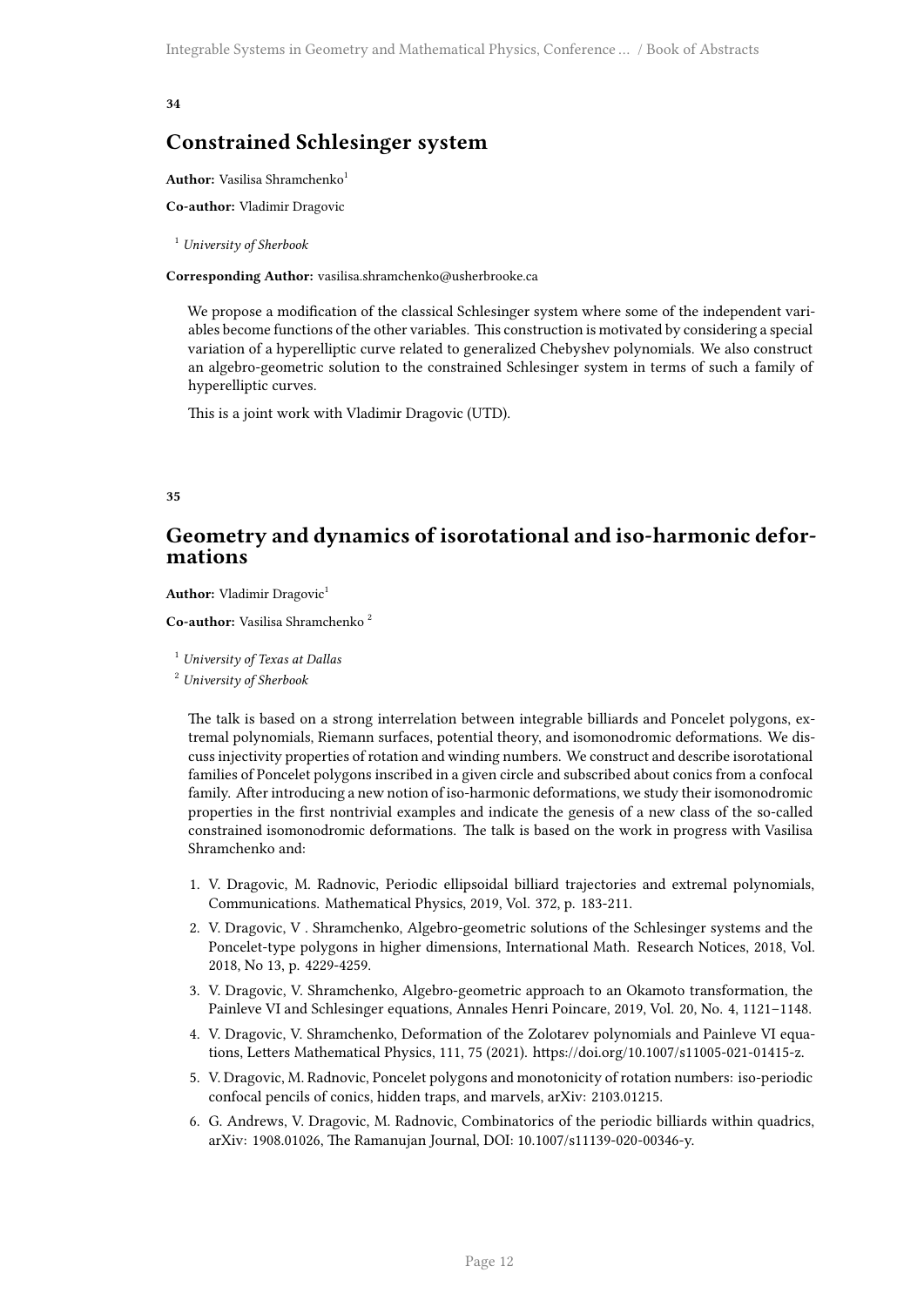**34**

## Constrained Schlesinger system

**Author:** Vasilisa Shramchenko[1]

**Co-author:** Vladimir Dragovic

[1] *University of Sherbook*

**Corresponding Author:** vasilisa.shramchenko@usherbrooke.ca

We propose a modification of the classical Schlesinger system where some of the independent variables become functions of the other variables. This construction is motivated by considering a special variation of a hyperelliptic curve related to generalized Chebyshev polynomials. We also construct an algebro-geometric solution to the constrained Schlesinger system in terms of such a family of hyperelliptic curves.

This is a joint work with Vladimir Dragovic (UTD).

**35**

## Geometry and dynamics of isorotational and iso-harmonic deformations

**Author:** Vladimir Dragovic[1]

**Co-author:** Vasilisa Shramchenko [2]

[1] *University of Texas at Dallas*

[2] *University of Sherbook*

The talk is based on a strong interrelation between integrable billiards and Poncelet polygons, extremal polynomials, Riemann surfaces, potential theory, and isomonodromic deformations. We discuss injectivity properties of rotation and winding numbers. We construct and describe isorotational families of Poncelet polygons inscribed in a given circle and subscribed about conics from a confocal family. After introducing a new notion of iso-harmonic deformations, we study their isomonodromic properties in the first nontrivial examples and indicate the genesis of a new class of the so-called constrained isomonodromic deformations. The talk is based on the work in progress with Vasilisa Shramchenko and:

1. V. Dragovic, M. Radnovic, Periodic ellipsoidal billiard trajectories and extremal polynomials, Communications. Mathematical Physics, 2019, Vol. 372, p. 183-211.
2. V. Dragovic, V . Shramchenko, Algebro-geometric solutions of the Schlesinger systems and the Poncelet-type polygons in higher dimensions, International Math. Research Notices, 2018, Vol. 2018, No 13, p. 4229-4259.
3. V. Dragovic, V. Shramchenko, Algebro-geometric approach to an Okamoto transformation, the Painleve VI and Schlesinger equations, Annales Henri Poincare, 2019, Vol. 20, No. 4, 1121–1148.
4. V. Dragovic, V. Shramchenko, Deformation of the Zolotarev polynomials and Painleve VI equations, Letters Mathematical Physics, 111, 75 (2021). https://doi.org/10.1007/s11005-021-01415-z.
5. V. Dragovic, M. Radnovic, Poncelet polygons and monotonicity of rotation numbers: iso-periodic confocal pencils of conics, hidden traps, and marvels, arXiv: 2103.01215.
6. G. Andrews, V. Dragovic, M. Radnovic, Combinatorics of the periodic billiards within quadrics, arXiv: 1908.01026, The Ramanujan Journal, DOI: 10.1007/s11139-020-00346-y.